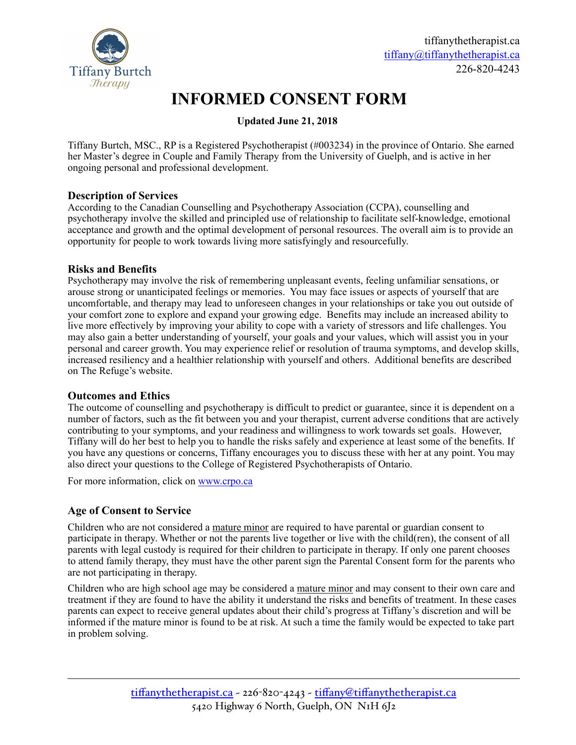Tiffany Burtch Therapy

tiffanythetherapist.ca
tiffany@tiffanythetherapist.ca
226-820-4243

# INFORMED CONSENT FORM

**Updated June 21, 2018**

Tiffany Burtch, MSC., RP is a Registered Psychotherapist (#003234) in the province of Ontario. She earned her Master's degree in Couple and Family Therapy from the University of Guelph, and is active in her ongoing personal and professional development.

### Description of Services

According to the Canadian Counselling and Psychotherapy Association (CCPA), counselling and psychotherapy involve the skilled and principled use of relationship to facilitate self-knowledge, emotional acceptance and growth and the optimal development of personal resources. The overall aim is to provide an opportunity for people to work towards living more satisfyingly and resourcefully.

### Risks and Benefits

Psychotherapy may involve the risk of remembering unpleasant events, feeling unfamiliar sensations, or arouse strong or unanticipated feelings or memories. You may face issues or aspects of yourself that are uncomfortable, and therapy may lead to unforeseen changes in your relationships or take you out outside of your comfort zone to explore and expand your growing edge. Benefits may include an increased ability to live more effectively by improving your ability to cope with a variety of stressors and life challenges. You may also gain a better understanding of yourself, your goals and your values, which will assist you in your personal and career growth. You may experience relief or resolution of trauma symptoms, and develop skills, increased resiliency and a healthier relationship with yourself and others. Additional benefits are described on The Refuge's website.

### Outcomes and Ethics

The outcome of counselling and psychotherapy is difficult to predict or guarantee, since it is dependent on a number of factors, such as the fit between you and your therapist, current adverse conditions that are actively contributing to your symptoms, and your readiness and willingness to work towards set goals. However, Tiffany will do her best to help you to handle the risks safely and experience at least some of the benefits. If you have any questions or concerns, Tiffany encourages you to discuss these with her at any point. You may also direct your questions to the College of Registered Psychotherapists of Ontario.

For more information, click on www.crpo.ca

### Age of Consent to Service

Children who are not considered a mature minor are required to have parental or guardian consent to participate in therapy. Whether or not the parents live together or live with the child(ren), the consent of all parents with legal custody is required for their children to participate in therapy. If only one parent chooses to attend family therapy, they must have the other parent sign the Parental Consent form for the parents who are not participating in therapy.

Children who are high school age may be considered a mature minor and may consent to their own care and treatment if they are found to have the ability it understand the risks and benefits of treatment. In these cases parents can expect to receive general updates about their child's progress at Tiffany's discretion and will be informed if the mature minor is found to be at risk. At such a time the family would be expected to take part in problem solving.

tiffanythetherapist.ca ~ 226-820-4243 ~ tiffany@tiffanythetherapist.ca
5420 Highway 6 North, Guelph, ON N1H 6J2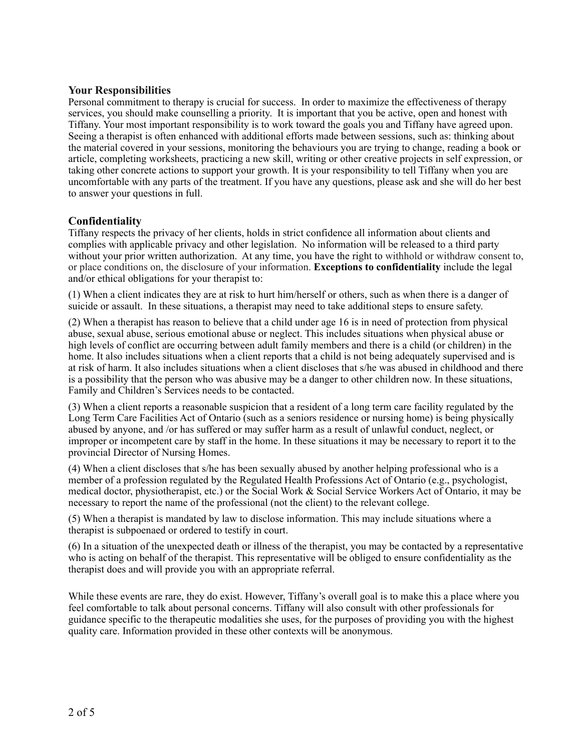## Your Responsibilities

Personal commitment to therapy is crucial for success. In order to maximize the effectiveness of therapy services, you should make counselling a priority. It is important that you be active, open and honest with Tiffany. Your most important responsibility is to work toward the goals you and Tiffany have agreed upon. Seeing a therapist is often enhanced with additional efforts made between sessions, such as: thinking about the material covered in your sessions, monitoring the behaviours you are trying to change, reading a book or article, completing worksheets, practicing a new skill, writing or other creative projects in self expression, or taking other concrete actions to support your growth. It is your responsibility to tell Tiffany when you are uncomfortable with any parts of the treatment. If you have any questions, please ask and she will do her best to answer your questions in full.

## Confidentiality

Tiffany respects the privacy of her clients, holds in strict confidence all information about clients and complies with applicable privacy and other legislation. No information will be released to a third party without your prior written authorization. At any time, you have the right to withhold or withdraw consent to, or place conditions on, the disclosure of your information. **Exceptions to confidentiality** include the legal and/or ethical obligations for your therapist to:

(1) When a client indicates they are at risk to hurt him/herself or others, such as when there is a danger of suicide or assault. In these situations, a therapist may need to take additional steps to ensure safety.

(2) When a therapist has reason to believe that a child under age 16 is in need of protection from physical abuse, sexual abuse, serious emotional abuse or neglect. This includes situations when physical abuse or high levels of conflict are occurring between adult family members and there is a child (or children) in the home. It also includes situations when a client reports that a child is not being adequately supervised and is at risk of harm. It also includes situations when a client discloses that s/he was abused in childhood and there is a possibility that the person who was abusive may be a danger to other children now. In these situations, Family and Children's Services needs to be contacted.

(3) When a client reports a reasonable suspicion that a resident of a long term care facility regulated by the Long Term Care Facilities Act of Ontario (such as a seniors residence or nursing home) is being physically abused by anyone, and /or has suffered or may suffer harm as a result of unlawful conduct, neglect, or improper or incompetent care by staff in the home. In these situations it may be necessary to report it to the provincial Director of Nursing Homes.

(4) When a client discloses that s/he has been sexually abused by another helping professional who is a member of a profession regulated by the Regulated Health Professions Act of Ontario (e.g., psychologist, medical doctor, physiotherapist, etc.) or the Social Work & Social Service Workers Act of Ontario, it may be necessary to report the name of the professional (not the client) to the relevant college.

(5) When a therapist is mandated by law to disclose information. This may include situations where a therapist is subpoenaed or ordered to testify in court.

(6) In a situation of the unexpected death or illness of the therapist, you may be contacted by a representative who is acting on behalf of the therapist. This representative will be obliged to ensure confidentiality as the therapist does and will provide you with an appropriate referral.

While these events are rare, they do exist. However, Tiffany's overall goal is to make this a place where you feel comfortable to talk about personal concerns. Tiffany will also consult with other professionals for guidance specific to the therapeutic modalities she uses, for the purposes of providing you with the highest quality care. Information provided in these other contexts will be anonymous.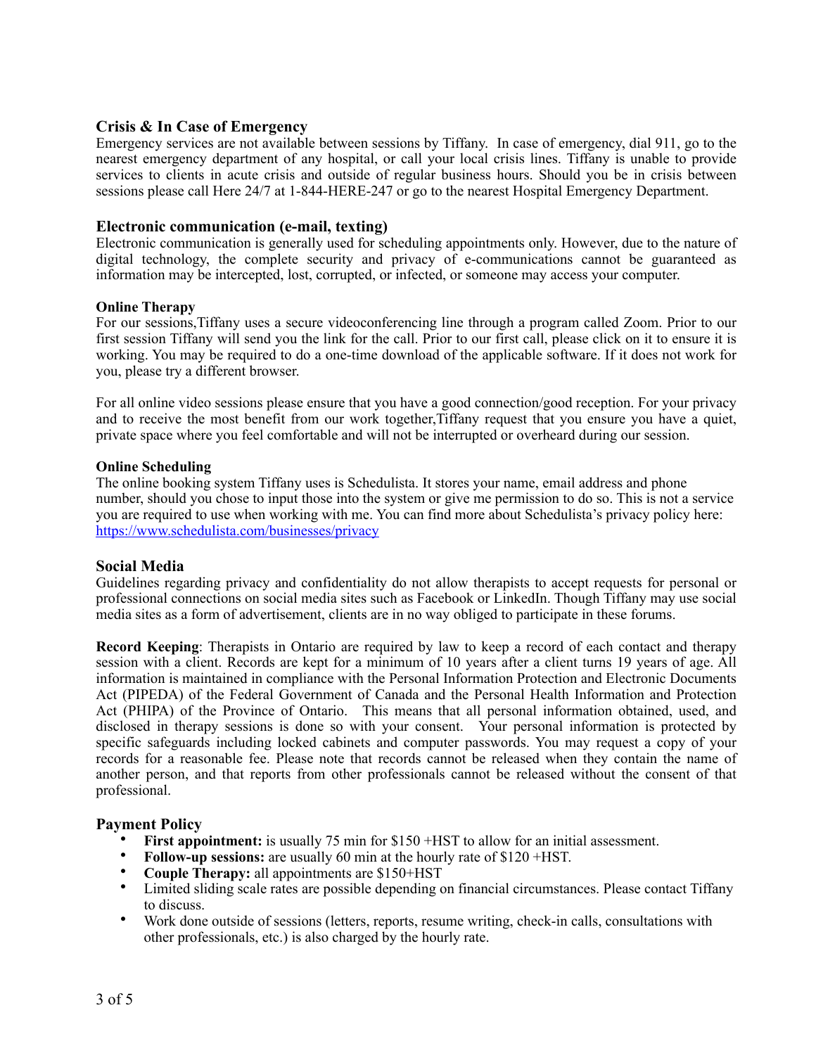## Crisis & In Case of Emergency

Emergency services are not available between sessions by Tiffany. In case of emergency, dial 911, go to the nearest emergency department of any hospital, or call your local crisis lines. Tiffany is unable to provide services to clients in acute crisis and outside of regular business hours. Should you be in crisis between sessions please call Here 24/7 at 1-844-HERE-247 or go to the nearest Hospital Emergency Department.

## Electronic communication (e-mail, texting)

Electronic communication is generally used for scheduling appointments only. However, due to the nature of digital technology, the complete security and privacy of e-communications cannot be guaranteed as information may be intercepted, lost, corrupted, or infected, or someone may access your computer.

### Online Therapy

For our sessions,Tiffany uses a secure videoconferencing line through a program called Zoom. Prior to our first session Tiffany will send you the link for the call. Prior to our first call, please click on it to ensure it is working. You may be required to do a one-time download of the applicable software. If it does not work for you, please try a different browser.

For all online video sessions please ensure that you have a good connection/good reception. For your privacy and to receive the most benefit from our work together,Tiffany request that you ensure you have a quiet, private space where you feel comfortable and will not be interrupted or overheard during our session.

### Online Scheduling

The online booking system Tiffany uses is Schedulista. It stores your name, email address and phone number, should you chose to input those into the system or give me permission to do so. This is not a service you are required to use when working with me. You can find more about Schedulista's privacy policy here: https://www.schedulista.com/businesses/privacy

## Social Media

Guidelines regarding privacy and confidentiality do not allow therapists to accept requests for personal or professional connections on social media sites such as Facebook or LinkedIn. Though Tiffany may use social media sites as a form of advertisement, clients are in no way obliged to participate in these forums.

**Record Keeping**: Therapists in Ontario are required by law to keep a record of each contact and therapy session with a client. Records are kept for a minimum of 10 years after a client turns 19 years of age. All information is maintained in compliance with the Personal Information Protection and Electronic Documents Act (PIPEDA) of the Federal Government of Canada and the Personal Health Information and Protection Act (PHIPA) of the Province of Ontario. This means that all personal information obtained, used, and disclosed in therapy sessions is done so with your consent. Your personal information is protected by specific safeguards including locked cabinets and computer passwords. You may request a copy of your records for a reasonable fee. Please note that records cannot be released when they contain the name of another person, and that reports from other professionals cannot be released without the consent of that professional.

## Payment Policy

- **First appointment:** is usually 75 min for $150 +HST to allow for an initial assessment.
- **Follow-up sessions:** are usually 60 min at the hourly rate of $120 +HST.
- **Couple Therapy:** all appointments are $150+HST
- Limited sliding scale rates are possible depending on financial circumstances. Please contact Tiffany to discuss.
- Work done outside of sessions (letters, reports, resume writing, check-in calls, consultations with other professionals, etc.) is also charged by the hourly rate.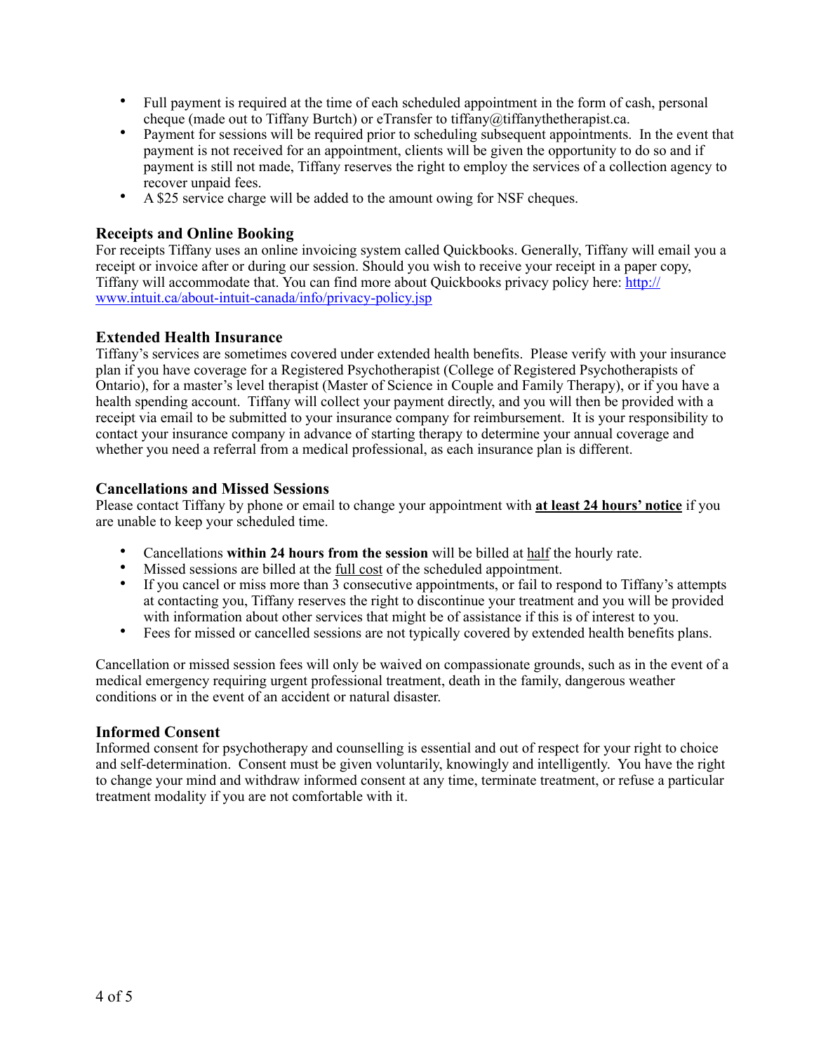- Full payment is required at the time of each scheduled appointment in the form of cash, personal cheque (made out to Tiffany Burtch) or eTransfer to tiffany@tiffanythetherapist.ca.
- Payment for sessions will be required prior to scheduling subsequent appointments. In the event that payment is not received for an appointment, clients will be given the opportunity to do so and if payment is still not made, Tiffany reserves the right to employ the services of a collection agency to recover unpaid fees.
- A $25 service charge will be added to the amount owing for NSF cheques.

### Receipts and Online Booking

For receipts Tiffany uses an online invoicing system called Quickbooks. Generally, Tiffany will email you a receipt or invoice after or during our session. Should you wish to receive your receipt in a paper copy, Tiffany will accommodate that. You can find more about Quickbooks privacy policy here: [http://www.intuit.ca/about-intuit-canada/info/privacy-policy.jsp](http://www.intuit.ca/about-intuit-canada/info/privacy-policy.jsp)

### Extended Health Insurance

Tiffany's services are sometimes covered under extended health benefits. Please verify with your insurance plan if you have coverage for a Registered Psychotherapist (College of Registered Psychotherapists of Ontario), for a master's level therapist (Master of Science in Couple and Family Therapy), or if you have a health spending account. Tiffany will collect your payment directly, and you will then be provided with a receipt via email to be submitted to your insurance company for reimbursement. It is your responsibility to contact your insurance company in advance of starting therapy to determine your annual coverage and whether you need a referral from a medical professional, as each insurance plan is different.

### Cancellations and Missed Sessions

Please contact Tiffany by phone or email to change your appointment with **at least 24 hours' notice** if you are unable to keep your scheduled time.

- Cancellations **within 24 hours from the session** will be billed at half the hourly rate.
- Missed sessions are billed at the full cost of the scheduled appointment.
- If you cancel or miss more than 3 consecutive appointments, or fail to respond to Tiffany's attempts at contacting you, Tiffany reserves the right to discontinue your treatment and you will be provided with information about other services that might be of assistance if this is of interest to you.
- Fees for missed or cancelled sessions are not typically covered by extended health benefits plans.

Cancellation or missed session fees will only be waived on compassionate grounds, such as in the event of a medical emergency requiring urgent professional treatment, death in the family, dangerous weather conditions or in the event of an accident or natural disaster.

### Informed Consent

Informed consent for psychotherapy and counselling is essential and out of respect for your right to choice and self-determination. Consent must be given voluntarily, knowingly and intelligently. You have the right to change your mind and withdraw informed consent at any time, terminate treatment, or refuse a particular treatment modality if you are not comfortable with it.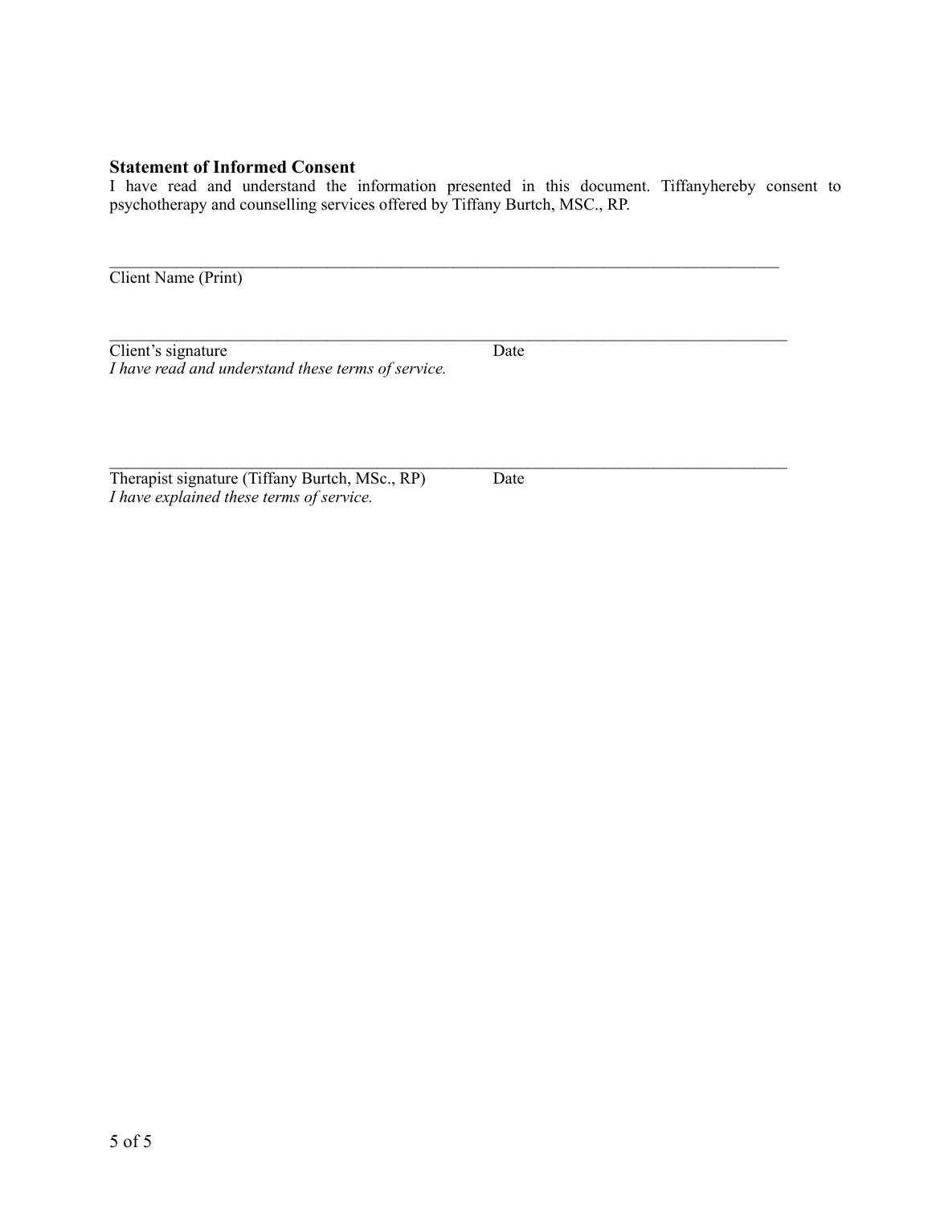**Statement of Informed Consent**

I have read and understand the information presented in this document. Tiffanyhereby consent to psychotherapy and counselling services offered by Tiffany Burtch, MSC., RP.

\_\_\_\_\_\_\_\_\_\_\_\_\_\_\_\_\_\_\_\_\_\_\_\_\_\_\_\_\_\_\_\_\_\_\_\_\_\_\_\_\_\_\_\_\_\_\_\_\_\_\_\_\_\_\_\_\_\_\_\_\_\_\_\_\_\_\_\_\_\_\_\_\_\_\_\_\_\_\_\_

Client Name (Print)

\_\_\_\_\_\_\_\_\_\_\_\_\_\_\_\_\_\_\_\_\_\_\_\_\_\_\_\_\_\_\_\_\_\_\_\_\_\_\_\_\_\_\_\_\_\_\_\_\_\_\_\_\_\_\_\_\_\_\_\_\_\_\_\_\_\_\_\_\_\_\_\_\_\_\_\_\_\_\_\_

Client's signature Date

*I have read and understand these terms of service.*

\_\_\_\_\_\_\_\_\_\_\_\_\_\_\_\_\_\_\_\_\_\_\_\_\_\_\_\_\_\_\_\_\_\_\_\_\_\_\_\_\_\_\_\_\_\_\_\_\_\_\_\_\_\_\_\_\_\_\_\_\_\_\_\_\_\_\_\_\_\_\_\_\_\_\_\_\_\_\_\_

Therapist signature (Tiffany Burtch, MSc., RP) Date

*I have explained these terms of service.*